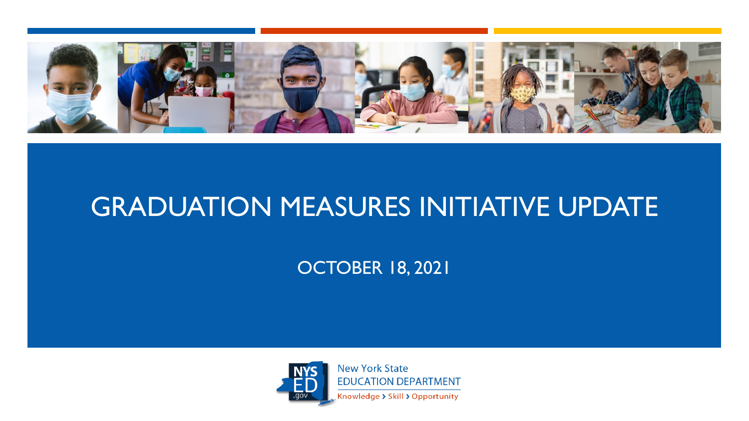# GRADUATION MEASURES INITIATIVE UPDATE

OCTOBER 18, 2021

New York State EDUCATION DEPARTMENT

Knowledge › Skill › Opportunity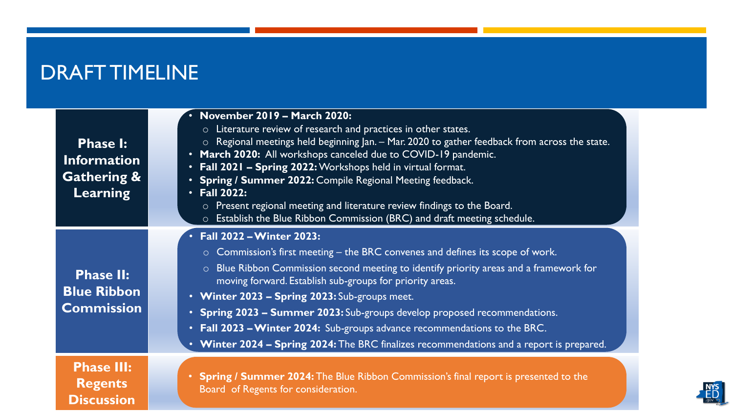# DRAFT TIMELINE

## Phase I: Information Gathering & Learning

- **November 2019 – March 2020:**
  - Literature review of research and practices in other states.
  - Regional meetings held beginning Jan. – Mar. 2020 to gather feedback from across the state.
- **March 2020:** All workshops canceled due to COVID-19 pandemic.
- **Fall 2021 – Spring 2022:** Workshops held in virtual format.
- **Spring / Summer 2022:** Compile Regional Meeting feedback.
- **Fall 2022:**
  - Present regional meeting and literature review findings to the Board.
  - Establish the Blue Ribbon Commission (BRC) and draft meeting schedule.

## Phase II: Blue Ribbon Commission

- **Fall 2022 – Winter 2023:**
  - Commission's first meeting – the BRC convenes and defines its scope of work.
  - Blue Ribbon Commission second meeting to identify priority areas and a framework for moving forward. Establish sub-groups for priority areas.
- **Winter 2023 – Spring 2023:** Sub-groups meet.
- **Spring 2023 – Summer 2023:** Sub-groups develop proposed recommendations.
- **Fall 2023 – Winter 2024:** Sub-groups advance recommendations to the BRC.
- **Winter 2024 – Spring 2024:** The BRC finalizes recommendations and a report is prepared.

## Phase III: Regents Discussion

- **Spring / Summer 2024:** The Blue Ribbon Commission's final report is presented to the Board of Regents for consideration.